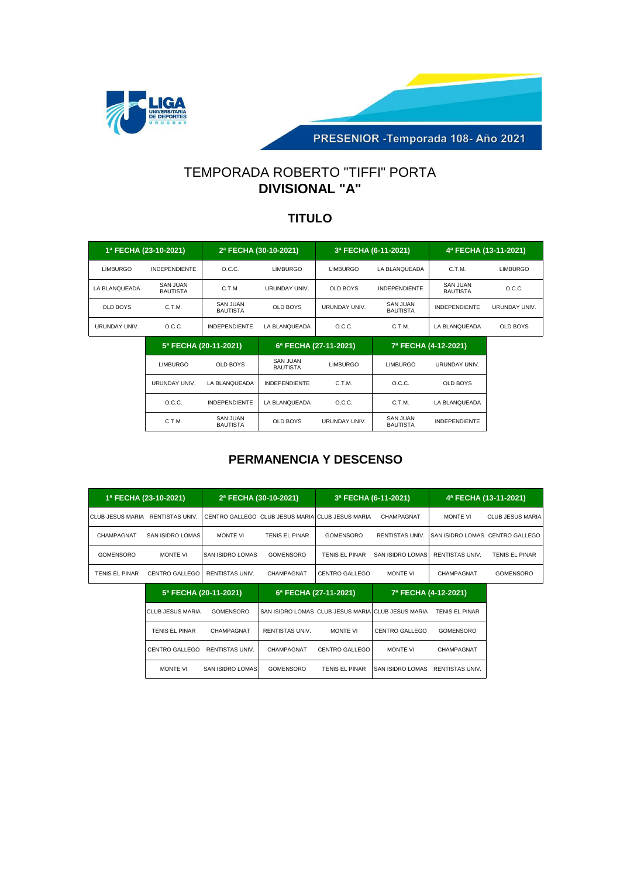PRESENIOR -Temporada 108- Año 2021

# TEMPORADA ROBERTO "TIFFI" PORTA
# **DIVISIONAL "A"**

## TITULO

| 1ª FECHA (23-10-2021) | | 2ª FECHA (30-10-2021) | | 3ª FECHA (6-11-2021) | | 4ª FECHA (13-11-2021) | |
|---|---|---|---|---|---|---|---|
| LIMBURGO | INDEPENDIENTE | O.C.C. | LIMBURGO | LIMBURGO | LA BLANQUEADA | C.T.M. | LIMBURGO |
| LA BLANQUEADA | SAN JUAN BAUTISTA | C.T.M. | URUNDAY UNIV. | OLD BOYS | INDEPENDIENTE | SAN JUAN BAUTISTA | O.C.C. |
| OLD BOYS | C.T.M. | SAN JUAN BAUTISTA | OLD BOYS | URUNDAY UNIV. | SAN JUAN BAUTISTA | INDEPENDIENTE | URUNDAY UNIV. |
| URUNDAY UNIV. | O.C.C. | INDEPENDIENTE | LA BLANQUEADA | O.C.C. | C.T.M. | LA BLANQUEADA | OLD BOYS |

| 5ª FECHA (20-11-2021) | | 6ª FECHA (27-11-2021) | | 7ª FECHA (4-12-2021) | |
|---|---|---|---|---|---|
| LIMBURGO | OLD BOYS | SAN JUAN BAUTISTA | LIMBURGO | LIMBURGO | URUNDAY UNIV. |
| URUNDAY UNIV. | LA BLANQUEADA | INDEPENDIENTE | C.T.M. | O.C.C. | OLD BOYS |
| O.C.C. | INDEPENDIENTE | LA BLANQUEADA | O.C.C. | C.T.M. | LA BLANQUEADA |
| C.T.M. | SAN JUAN BAUTISTA | OLD BOYS | URUNDAY UNIV. | SAN JUAN BAUTISTA | INDEPENDIENTE |

## PERMANENCIA Y DESCENSO

| 1ª FECHA (23-10-2021) | | 2ª FECHA (30-10-2021) | | 3ª FECHA (6-11-2021) | | 4ª FECHA (13-11-2021) | |
|---|---|---|---|---|---|---|---|
| CLUB JESUS MARIA | RENTISTAS UNIV. | CENTRO GALLEGO | CLUB JESUS MARIA | CLUB JESUS MARIA | CHAMPAGNAT | MONTE VI | CLUB JESUS MARIA |
| CHAMPAGNAT | SAN ISIDRO LOMAS | MONTE VI | TENIS EL PINAR | GOMENSORO | RENTISTAS UNIV. | SAN ISIDRO LOMAS | CENTRO GALLEGO |
| GOMENSORO | MONTE VI | SAN ISIDRO LOMAS | GOMENSORO | TENIS EL PINAR | SAN ISIDRO LOMAS | RENTISTAS UNIV. | TENIS EL PINAR |
| TENIS EL PINAR | CENTRO GALLEGO | RENTISTAS UNIV. | CHAMPAGNAT | CENTRO GALLEGO | MONTE VI | CHAMPAGNAT | GOMENSORO |

| 5ª FECHA (20-11-2021) | | 6ª FECHA (27-11-2021) | | 7ª FECHA (4-12-2021) | |
|---|---|---|---|---|---|
| CLUB JESUS MARIA | GOMENSORO | SAN ISIDRO LOMAS | CLUB JESUS MARIA | CLUB JESUS MARIA | TENIS EL PINAR |
| TENIS EL PINAR | CHAMPAGNAT | RENTISTAS UNIV. | MONTE VI | CENTRO GALLEGO | GOMENSORO |
| CENTRO GALLEGO | RENTISTAS UNIV. | CHAMPAGNAT | CENTRO GALLEGO | MONTE VI | CHAMPAGNAT |
| MONTE VI | SAN ISIDRO LOMAS | GOMENSORO | TENIS EL PINAR | SAN ISIDRO LOMAS | RENTISTAS UNIV. |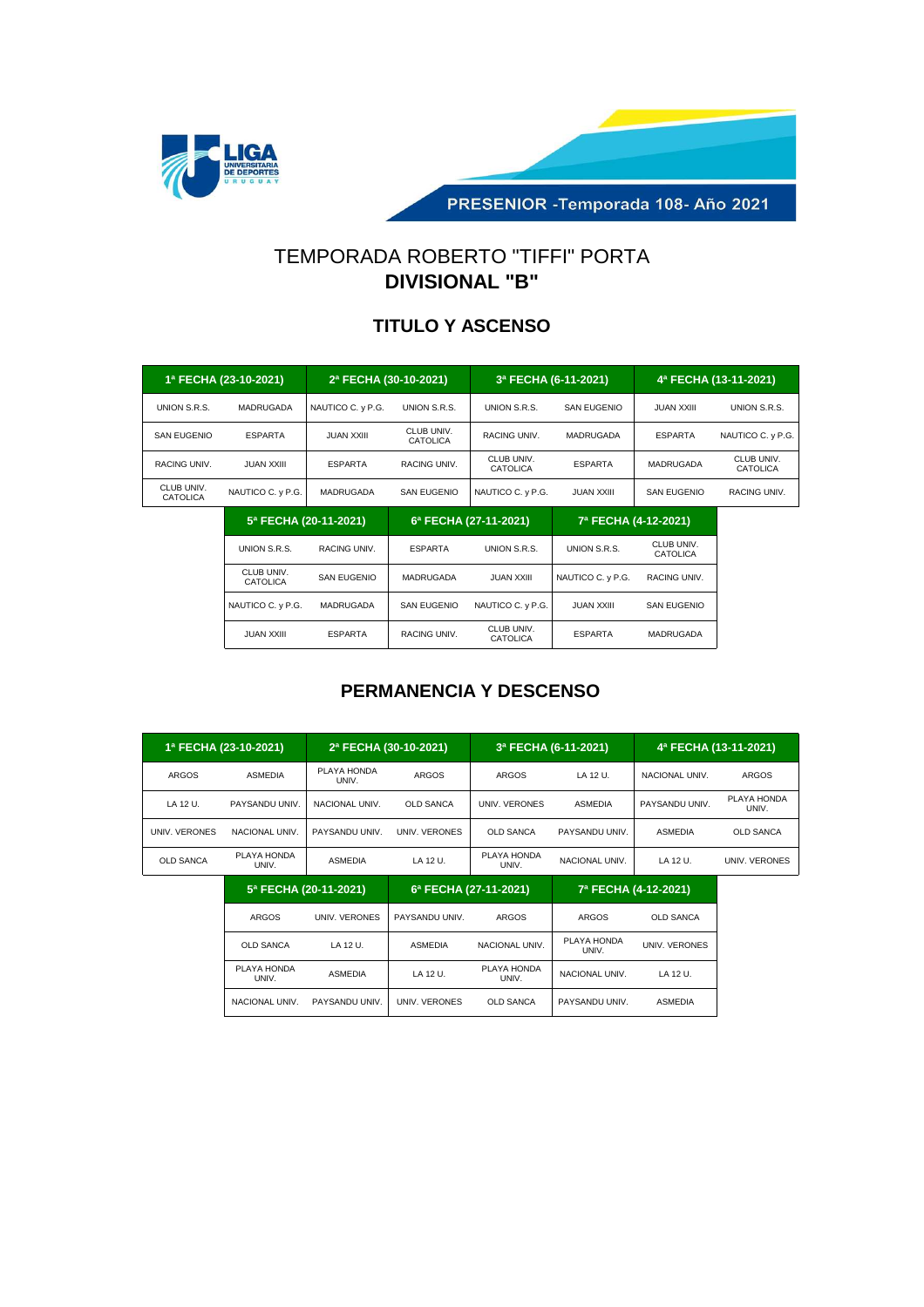PRESENIOR -Temporada 108- Año 2021

# TEMPORADA ROBERTO "TIFFI" PORTA
# **DIVISIONAL "B"**

## TITULO Y ASCENSO

| 1ª FECHA (23-10-2021) | | 2ª FECHA (30-10-2021) | | 3ª FECHA (6-11-2021) | | 4ª FECHA (13-11-2021) | |
|---|---|---|---|---|---|---|---|
| UNION S.R.S. | MADRUGADA | NAUTICO C. y P.G. | UNION S.R.S. | UNION S.R.S. | SAN EUGENIO | JUAN XXIII | UNION S.R.S. |
| SAN EUGENIO | ESPARTA | JUAN XXIII | CLUB UNIV. CATOLICA | RACING UNIV. | MADRUGADA | ESPARTA | NAUTICO C. y P.G. |
| RACING UNIV. | JUAN XXIII | ESPARTA | RACING UNIV. | CLUB UNIV. CATOLICA | ESPARTA | MADRUGADA | CLUB UNIV. CATOLICA |
| CLUB UNIV. CATOLICA | NAUTICO C. y P.G. | MADRUGADA | SAN EUGENIO | NAUTICO C. y P.G. | JUAN XXIII | SAN EUGENIO | RACING UNIV. |

| 5ª FECHA (20-11-2021) | | 6ª FECHA (27-11-2021) | | 7ª FECHA (4-12-2021) | |
|---|---|---|---|---|---|
| UNION S.R.S. | RACING UNIV. | ESPARTA | UNION S.R.S. | UNION S.R.S. | CLUB UNIV. CATOLICA |
| CLUB UNIV. CATOLICA | SAN EUGENIO | MADRUGADA | JUAN XXIII | NAUTICO C. y P.G. | RACING UNIV. |
| NAUTICO C. y P.G. | MADRUGADA | SAN EUGENIO | NAUTICO C. y P.G. | JUAN XXIII | SAN EUGENIO |
| JUAN XXIII | ESPARTA | RACING UNIV. | CLUB UNIV. CATOLICA | ESPARTA | MADRUGADA |

## PERMANENCIA Y DESCENSO

| 1ª FECHA (23-10-2021) | | 2ª FECHA (30-10-2021) | | 3ª FECHA (6-11-2021) | | 4ª FECHA (13-11-2021) | |
|---|---|---|---|---|---|---|---|
| ARGOS | ASMEDIA | PLAYA HONDA UNIV. | ARGOS | ARGOS | LA 12 U. | NACIONAL UNIV. | ARGOS |
| LA 12 U. | PAYSANDU UNIV. | NACIONAL UNIV. | OLD SANCA | UNIV. VERONES | ASMEDIA | PAYSANDU UNIV. | PLAYA HONDA UNIV. |
| UNIV. VERONES | NACIONAL UNIV. | PAYSANDU UNIV. | UNIV. VERONES | OLD SANCA | PAYSANDU UNIV. | ASMEDIA | OLD SANCA |
| OLD SANCA | PLAYA HONDA UNIV. | ASMEDIA | LA 12 U. | PLAYA HONDA UNIV. | NACIONAL UNIV. | LA 12 U. | UNIV. VERONES |

| 5ª FECHA (20-11-2021) | | 6ª FECHA (27-11-2021) | | 7ª FECHA (4-12-2021) | |
|---|---|---|---|---|---|
| ARGOS | UNIV. VERONES | PAYSANDU UNIV. | ARGOS | ARGOS | OLD SANCA |
| OLD SANCA | LA 12 U. | ASMEDIA | NACIONAL UNIV. | PLAYA HONDA UNIV. | UNIV. VERONES |
| PLAYA HONDA UNIV. | ASMEDIA | LA 12 U. | PLAYA HONDA UNIV. | NACIONAL UNIV. | LA 12 U. |
| NACIONAL UNIV. | PAYSANDU UNIV. | UNIV. VERONES | OLD SANCA | PAYSANDU UNIV. | ASMEDIA |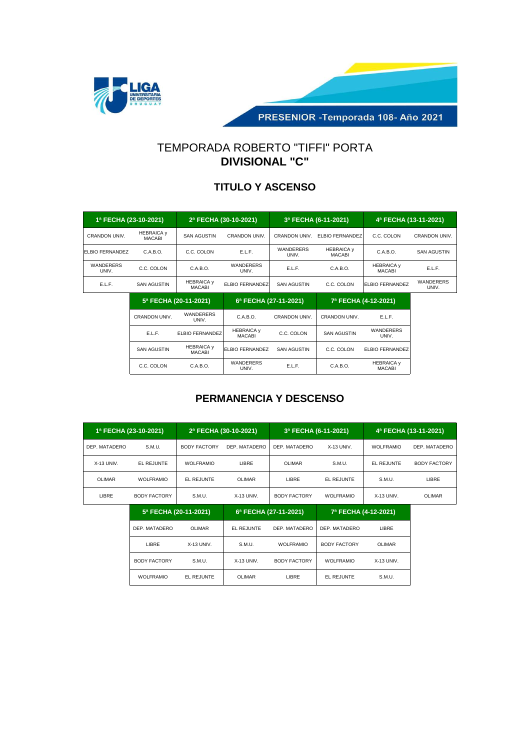PRESENIOR -Temporada 108- Año 2021

# TEMPORADA ROBERTO "TIFFI" PORTA
# **DIVISIONAL "C"**

## TITULO Y ASCENSO

| 1ª FECHA (23-10-2021) | | 2ª FECHA (30-10-2021) | | 3ª FECHA (6-11-2021) | | 4ª FECHA (13-11-2021) | |
|---|---|---|---|---|---|---|---|
| CRANDON UNIV. | HEBRAICA y MACABI | SAN AGUSTIN | CRANDON UNIV. | CRANDON UNIV. | ELBIO FERNANDEZ | C.C. COLON | CRANDON UNIV. |
| ELBIO FERNANDEZ | C.A.B.O. | C.C. COLON | E.L.F. | WANDERERS UNIV. | HEBRAICA y MACABI | C.A.B.O. | SAN AGUSTIN |
| WANDERERS UNIV. | C.C. COLON | C.A.B.O. | WANDERERS UNIV. | E.L.F. | C.A.B.O. | HEBRAICA y MACABI | E.L.F. |
| E.L.F. | SAN AGUSTIN | HEBRAICA y MACABI | ELBIO FERNANDEZ | SAN AGUSTIN | C.C. COLON | ELBIO FERNANDEZ | WANDERERS UNIV. |

| 5ª FECHA (20-11-2021) | | 6ª FECHA (27-11-2021) | | 7ª FECHA (4-12-2021) | |
|---|---|---|---|---|---|
| CRANDON UNIV. | WANDERERS UNIV. | C.A.B.O. | CRANDON UNIV. | CRANDON UNIV. | E.L.F. |
| E.L.F. | ELBIO FERNANDEZ | HEBRAICA y MACABI | C.C. COLON | SAN AGUSTIN | WANDERERS UNIV. |
| SAN AGUSTIN | HEBRAICA y MACABI | ELBIO FERNANDEZ | SAN AGUSTIN | C.C. COLON | ELBIO FERNANDEZ |
| C.C. COLON | C.A.B.O. | WANDERERS UNIV. | E.L.F. | C.A.B.O. | HEBRAICA y MACABI |

## PERMANENCIA Y DESCENSO

| 1ª FECHA (23-10-2021) | | 2ª FECHA (30-10-2021) | | 3ª FECHA (6-11-2021) | | 4ª FECHA (13-11-2021) | |
|---|---|---|---|---|---|---|---|
| DEP. MATADERO | S.M.U. | BODY FACTORY | DEP. MATADERO | DEP. MATADERO | X-13 UNIV. | WOLFRAMIO | DEP. MATADERO |
| X-13 UNIV. | EL REJUNTE | WOLFRAMIO | LIBRE | OLIMAR | S.M.U. | EL REJUNTE | BODY FACTORY |
| OLIMAR | WOLFRAMIO | EL REJUNTE | OLIMAR | LIBRE | EL REJUNTE | S.M.U. | LIBRE |
| LIBRE | BODY FACTORY | S.M.U. | X-13 UNIV. | BODY FACTORY | WOLFRAMIO | X-13 UNIV. | OLIMAR |

| 5ª FECHA (20-11-2021) | | 6ª FECHA (27-11-2021) | | 7ª FECHA (4-12-2021) | |
|---|---|---|---|---|---|
| DEP. MATADERO | OLIMAR | EL REJUNTE | DEP. MATADERO | DEP. MATADERO | LIBRE |
| LIBRE | X-13 UNIV. | S.M.U. | WOLFRAMIO | BODY FACTORY | OLIMAR |
| BODY FACTORY | S.M.U. | X-13 UNIV. | BODY FACTORY | WOLFRAMIO | X-13 UNIV. |
| WOLFRAMIO | EL REJUNTE | OLIMAR | LIBRE | EL REJUNTE | S.M.U. |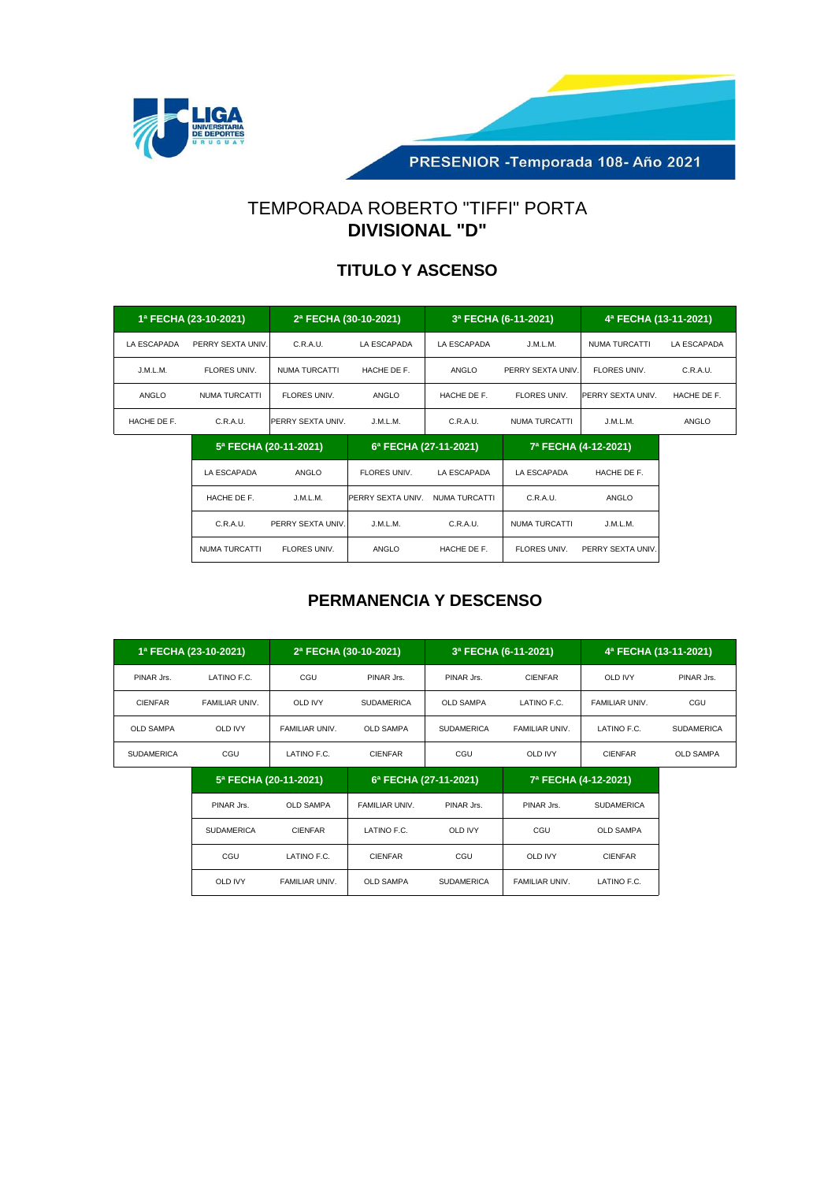PRESENIOR -Temporada 108- Año 2021

# TEMPORADA ROBERTO "TIFFI" PORTA
# DIVISIONAL "D"

## TITULO Y ASCENSO

| 1ª FECHA (23-10-2021) | | 2ª FECHA (30-10-2021) | | 3ª FECHA (6-11-2021) | | 4ª FECHA (13-11-2021) | |
|---|---|---|---|---|---|---|---|
| LA ESCAPADA | PERRY SEXTA UNIV. | C.R.A.U. | LA ESCAPADA | LA ESCAPADA | J.M.L.M. | NUMA TURCATTI | LA ESCAPADA |
| J.M.L.M. | FLORES UNIV. | NUMA TURCATTI | HACHE DE F. | ANGLO | PERRY SEXTA UNIV. | FLORES UNIV. | C.R.A.U. |
| ANGLO | NUMA TURCATTI | FLORES UNIV. | ANGLO | HACHE DE F. | FLORES UNIV. | PERRY SEXTA UNIV. | HACHE DE F. |
| HACHE DE F. | C.R.A.U. | PERRY SEXTA UNIV. | J.M.L.M. | C.R.A.U. | NUMA TURCATTI | J.M.L.M. | ANGLO |

| 5ª FECHA (20-11-2021) | | 6ª FECHA (27-11-2021) | | 7ª FECHA (4-12-2021) | |
|---|---|---|---|---|---|
| LA ESCAPADA | ANGLO | FLORES UNIV. | LA ESCAPADA | LA ESCAPADA | HACHE DE F. |
| HACHE DE F. | J.M.L.M. | PERRY SEXTA UNIV. | NUMA TURCATTI | C.R.A.U. | ANGLO |
| C.R.A.U. | PERRY SEXTA UNIV. | J.M.L.M. | C.R.A.U. | NUMA TURCATTI | J.M.L.M. |
| NUMA TURCATTI | FLORES UNIV. | ANGLO | HACHE DE F. | FLORES UNIV. | PERRY SEXTA UNIV. |

## PERMANENCIA Y DESCENSO

| 1ª FECHA (23-10-2021) | | 2ª FECHA (30-10-2021) | | 3ª FECHA (6-11-2021) | | 4ª FECHA (13-11-2021) | |
|---|---|---|---|---|---|---|---|
| PINAR Jrs. | LATINO F.C. | CGU | PINAR Jrs. | PINAR Jrs. | CIENFAR | OLD IVY | PINAR Jrs. |
| CIENFAR | FAMILIAR UNIV. | OLD IVY | SUDAMERICA | OLD SAMPA | LATINO F.C. | FAMILIAR UNIV. | CGU |
| OLD SAMPA | OLD IVY | FAMILIAR UNIV. | OLD SAMPA | SUDAMERICA | FAMILIAR UNIV. | LATINO F.C. | SUDAMERICA |
| SUDAMERICA | CGU | LATINO F.C. | CIENFAR | CGU | OLD IVY | CIENFAR | OLD SAMPA |

| 5ª FECHA (20-11-2021) | | 6ª FECHA (27-11-2021) | | 7ª FECHA (4-12-2021) | |
|---|---|---|---|---|---|
| PINAR Jrs. | OLD SAMPA | FAMILIAR UNIV. | PINAR Jrs. | PINAR Jrs. | SUDAMERICA |
| SUDAMERICA | CIENFAR | LATINO F.C. | OLD IVY | CGU | OLD SAMPA |
| CGU | LATINO F.C. | CIENFAR | CGU | OLD IVY | CIENFAR |
| OLD IVY | FAMILIAR UNIV. | OLD SAMPA | SUDAMERICA | FAMILIAR UNIV. | LATINO F.C. |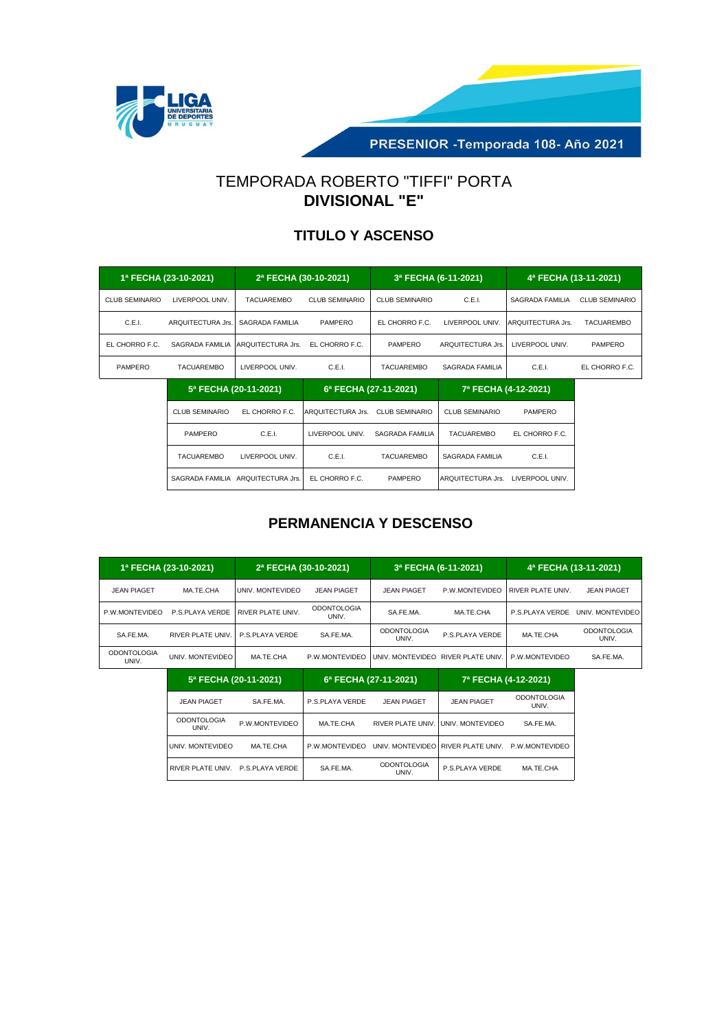PRESENIOR -Temporada 108- Año 2021

# TEMPORADA ROBERTO "TIFFI" PORTA
# DIVISIONAL "E"

## TITULO Y ASCENSO

| 1ª FECHA (23-10-2021) | | 2ª FECHA (30-10-2021) | | 3ª FECHA (6-11-2021) | | 4ª FECHA (13-11-2021) | |
|---|---|---|---|---|---|---|---|
| CLUB SEMINARIO | LIVERPOOL UNIV. | TACUAREMBO | CLUB SEMINARIO | CLUB SEMINARIO | C.E.I. | SAGRADA FAMILIA | CLUB SEMINARIO |
| C.E.I. | ARQUITECTURA Jrs. | SAGRADA FAMILIA | PAMPERO | EL CHORRO F.C. | LIVERPOOL UNIV. | ARQUITECTURA Jrs. | TACUAREMBO |
| EL CHORRO F.C. | SAGRADA FAMILIA | ARQUITECTURA Jrs. | EL CHORRO F.C. | PAMPERO | ARQUITECTURA Jrs. | LIVERPOOL UNIV. | PAMPERO |
| PAMPERO | TACUAREMBO | LIVERPOOL UNIV. | C.E.I. | TACUAREMBO | SAGRADA FAMILIA | C.E.I. | EL CHORRO F.C. |

| 5ª FECHA (20-11-2021) | | 6ª FECHA (27-11-2021) | | 7ª FECHA (4-12-2021) | |
|---|---|---|---|---|---|
| CLUB SEMINARIO | EL CHORRO F.C. | ARQUITECTURA Jrs. | CLUB SEMINARIO | CLUB SEMINARIO | PAMPERO |
| PAMPERO | C.E.I. | LIVERPOOL UNIV. | SAGRADA FAMILIA | TACUAREMBO | EL CHORRO F.C. |
| TACUAREMBO | LIVERPOOL UNIV. | C.E.I. | TACUAREMBO | SAGRADA FAMILIA | C.E.I. |
| SAGRADA FAMILIA | ARQUITECTURA Jrs. | EL CHORRO F.C. | PAMPERO | ARQUITECTURA Jrs. | LIVERPOOL UNIV. |

## PERMANENCIA Y DESCENSO

| 1ª FECHA (23-10-2021) | | 2ª FECHA (30-10-2021) | | 3ª FECHA (6-11-2021) | | 4ª FECHA (13-11-2021) | |
|---|---|---|---|---|---|---|---|
| JEAN PIAGET | MA.TE.CHA | UNIV. MONTEVIDEO | JEAN PIAGET | JEAN PIAGET | P.W.MONTEVIDEO | RIVER PLATE UNIV. | JEAN PIAGET |
| P.W.MONTEVIDEO | P.S.PLAYA VERDE | RIVER PLATE UNIV. | ODONTOLOGIA UNIV. | SA.FE.MA. | MA.TE.CHA | P.S.PLAYA VERDE | UNIV. MONTEVIDEO |
| SA.FE.MA. | RIVER PLATE UNIV. | P.S.PLAYA VERDE | SA.FE.MA. | ODONTOLOGIA UNIV. | P.S.PLAYA VERDE | MA.TE.CHA | ODONTOLOGIA UNIV. |
| ODONTOLOGIA UNIV. | UNIV. MONTEVIDEO | MA.TE.CHA | P.W.MONTEVIDEO | UNIV. MONTEVIDEO | RIVER PLATE UNIV. | P.W.MONTEVIDEO | SA.FE.MA. |

| 5ª FECHA (20-11-2021) | | 6ª FECHA (27-11-2021) | | 7ª FECHA (4-12-2021) | |
|---|---|---|---|---|---|
| JEAN PIAGET | SA.FE.MA. | P.S.PLAYA VERDE | JEAN PIAGET | JEAN PIAGET | ODONTOLOGIA UNIV. |
| ODONTOLOGIA UNIV. | P.W.MONTEVIDEO | MA.TE.CHA | RIVER PLATE UNIV. | UNIV. MONTEVIDEO | SA.FE.MA. |
| UNIV. MONTEVIDEO | MA.TE.CHA | P.W.MONTEVIDEO | UNIV. MONTEVIDEO | RIVER PLATE UNIV. | P.W.MONTEVIDEO |
| RIVER PLATE UNIV. | P.S.PLAYA VERDE | SA.FE.MA. | ODONTOLOGIA UNIV. | P.S.PLAYA VERDE | MA.TE.CHA |